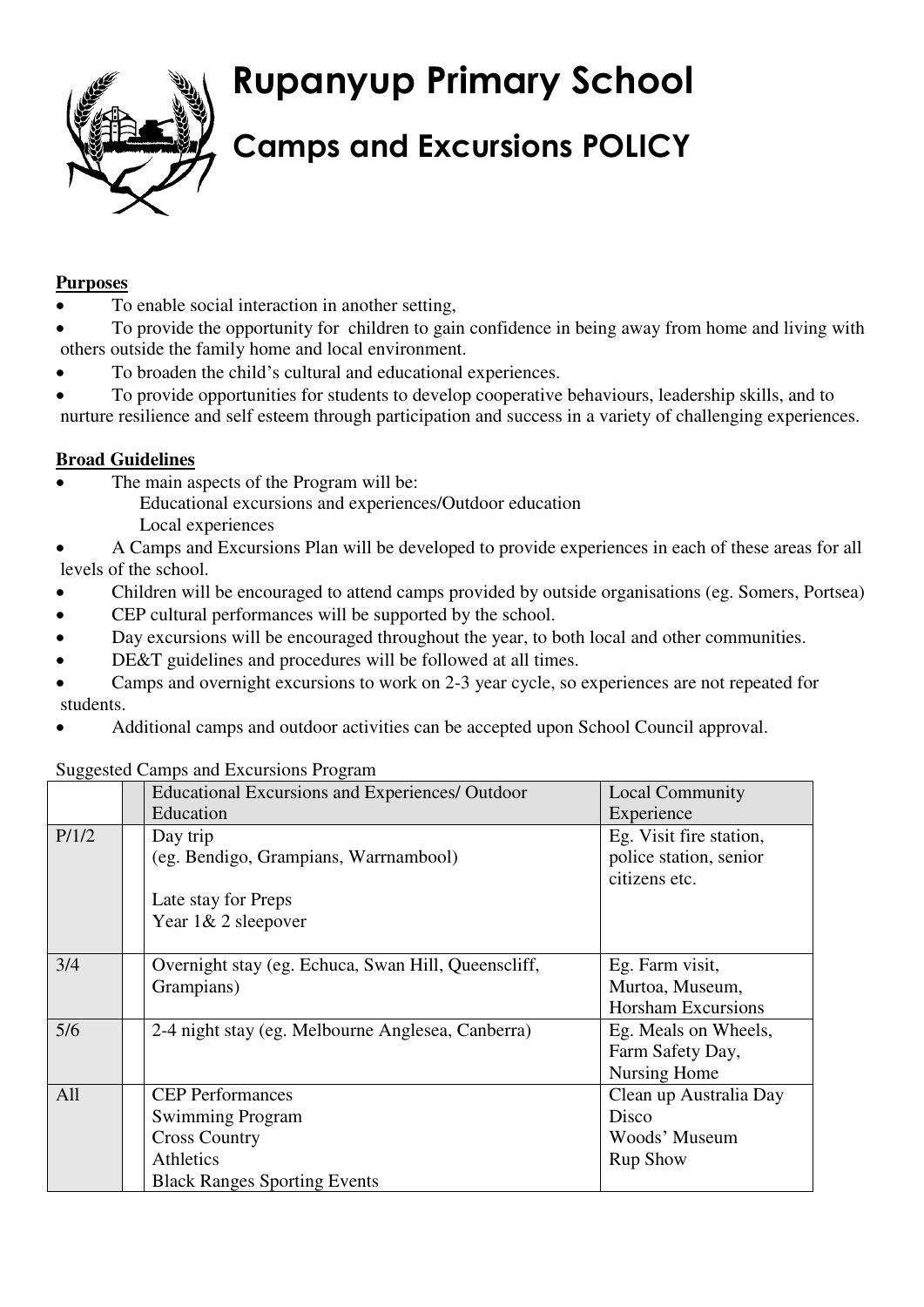# Rupanyup Primary School

## Camps and Excursions POLICY

**Purposes**

- To enable social interaction in another setting,
- To provide the opportunity for children to gain confidence in being away from home and living with others outside the family home and local environment.
- To broaden the child's cultural and educational experiences.
- To provide opportunities for students to develop cooperative behaviours, leadership skills, and to nurture resilience and self esteem through participation and success in a variety of challenging experiences.

**Broad Guidelines**

- The main aspects of the Program will be:
  - Educational excursions and experiences/Outdoor education
  - Local experiences
- A Camps and Excursions Plan will be developed to provide experiences in each of these areas for all levels of the school.
- Children will be encouraged to attend camps provided by outside organisations (eg. Somers, Portsea)
- CEP cultural performances will be supported by the school.
- Day excursions will be encouraged throughout the year, to both local and other communities.
- DE&T guidelines and procedures will be followed at all times.
- Camps and overnight excursions to work on 2-3 year cycle, so experiences are not repeated for students.
- Additional camps and outdoor activities can be accepted upon School Council approval.

Suggested Camps and Excursions Program

| | | Educational Excursions and Experiences/ Outdoor Education | Local Community Experience |
|---|---|---|---|
| P/1/2 | | Day trip<br>(eg. Bendigo, Grampians, Warrnambool)<br><br>Late stay for Preps<br>Year 1& 2 sleepover | Eg. Visit fire station, police station, senior citizens etc. |
| 3/4 | | Overnight stay (eg. Echuca, Swan Hill, Queenscliff, Grampians) | Eg. Farm visit,<br>Murtoa, Museum,<br>Horsham Excursions |
| 5/6 | | 2-4 night stay (eg. Melbourne Anglesea, Canberra) | Eg. Meals on Wheels,<br>Farm Safety Day,<br>Nursing Home |
| All | | CEP Performances<br>Swimming Program<br>Cross Country<br>Athletics<br>Black Ranges Sporting Events | Clean up Australia Day<br>Disco<br>Woods' Museum<br>Rup Show |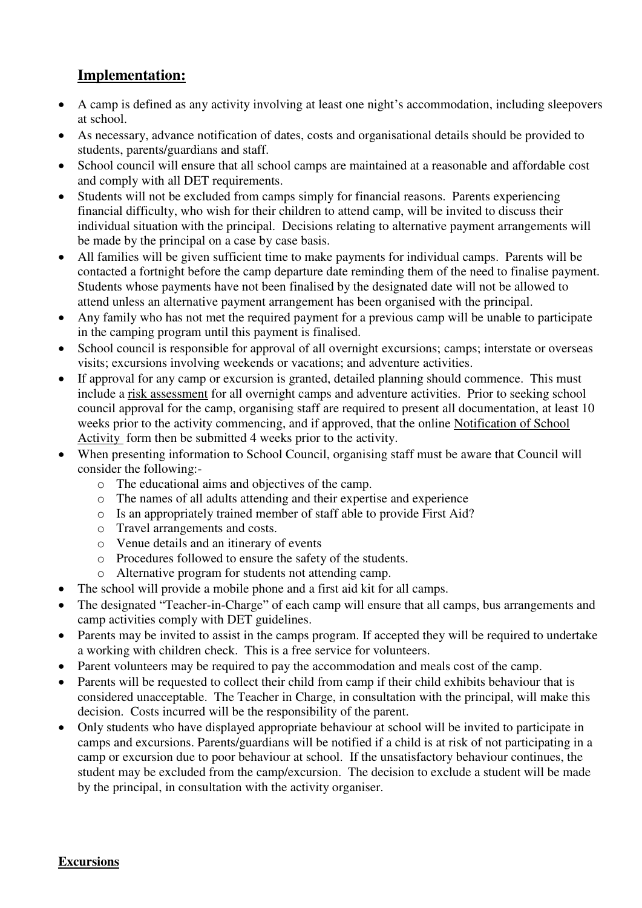## Implementation:

- A camp is defined as any activity involving at least one night's accommodation, including sleepovers at school.
- As necessary, advance notification of dates, costs and organisational details should be provided to students, parents/guardians and staff.
- School council will ensure that all school camps are maintained at a reasonable and affordable cost and comply with all DET requirements.
- Students will not be excluded from camps simply for financial reasons. Parents experiencing financial difficulty, who wish for their children to attend camp, will be invited to discuss their individual situation with the principal. Decisions relating to alternative payment arrangements will be made by the principal on a case by case basis.
- All families will be given sufficient time to make payments for individual camps. Parents will be contacted a fortnight before the camp departure date reminding them of the need to finalise payment. Students whose payments have not been finalised by the designated date will not be allowed to attend unless an alternative payment arrangement has been organised with the principal.
- Any family who has not met the required payment for a previous camp will be unable to participate in the camping program until this payment is finalised.
- School council is responsible for approval of all overnight excursions; camps; interstate or overseas visits; excursions involving weekends or vacations; and adventure activities.
- If approval for any camp or excursion is granted, detailed planning should commence. This must include a risk assessment for all overnight camps and adventure activities. Prior to seeking school council approval for the camp, organising staff are required to present all documentation, at least 10 weeks prior to the activity commencing, and if approved, that the online Notification of School Activity form then be submitted 4 weeks prior to the activity.
- When presenting information to School Council, organising staff must be aware that Council will consider the following:-
  - The educational aims and objectives of the camp.
  - The names of all adults attending and their expertise and experience
  - Is an appropriately trained member of staff able to provide First Aid?
  - Travel arrangements and costs.
  - Venue details and an itinerary of events
  - Procedures followed to ensure the safety of the students.
  - Alternative program for students not attending camp.
- The school will provide a mobile phone and a first aid kit for all camps.
- The designated "Teacher-in-Charge" of each camp will ensure that all camps, bus arrangements and camp activities comply with DET guidelines.
- Parents may be invited to assist in the camps program. If accepted they will be required to undertake a working with children check. This is a free service for volunteers.
- Parent volunteers may be required to pay the accommodation and meals cost of the camp.
- Parents will be requested to collect their child from camp if their child exhibits behaviour that is considered unacceptable. The Teacher in Charge, in consultation with the principal, will make this decision. Costs incurred will be the responsibility of the parent.
- Only students who have displayed appropriate behaviour at school will be invited to participate in camps and excursions. Parents/guardians will be notified if a child is at risk of not participating in a camp or excursion due to poor behaviour at school. If the unsatisfactory behaviour continues, the student may be excluded from the camp/excursion. The decision to exclude a student will be made by the principal, in consultation with the activity organiser.

**Excursions**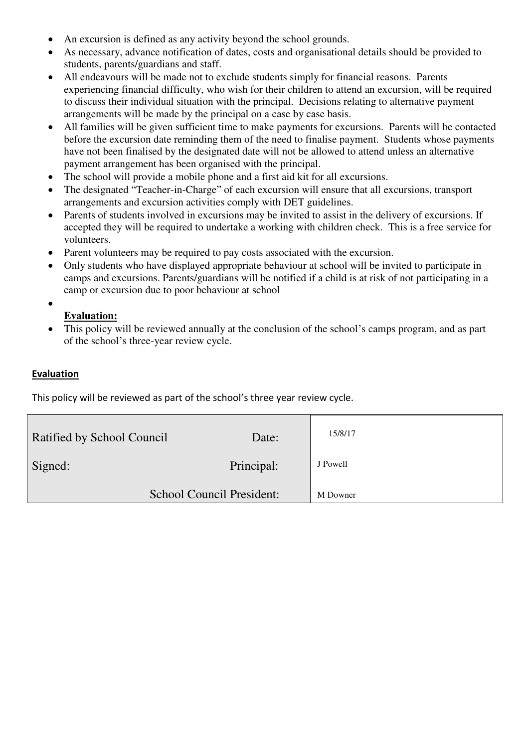- An excursion is defined as any activity beyond the school grounds.
- As necessary, advance notification of dates, costs and organisational details should be provided to students, parents/guardians and staff.
- All endeavours will be made not to exclude students simply for financial reasons. Parents experiencing financial difficulty, who wish for their children to attend an excursion, will be required to discuss their individual situation with the principal. Decisions relating to alternative payment arrangements will be made by the principal on a case by case basis.
- All families will be given sufficient time to make payments for excursions. Parents will be contacted before the excursion date reminding them of the need to finalise payment. Students whose payments have not been finalised by the designated date will not be allowed to attend unless an alternative payment arrangement has been organised with the principal.
- The school will provide a mobile phone and a first aid kit for all excursions.
- The designated "Teacher-in-Charge" of each excursion will ensure that all excursions, transport arrangements and excursion activities comply with DET guidelines.
- Parents of students involved in excursions may be invited to assist in the delivery of excursions. If accepted they will be required to undertake a working with children check. This is a free service for volunteers.
- Parent volunteers may be required to pay costs associated with the excursion.
- Only students who have displayed appropriate behaviour at school will be invited to participate in camps and excursions. Parents/guardians will be notified if a child is at risk of not participating in a camp or excursion due to poor behaviour at school
- 

**Evaluation:**

- This policy will be reviewed annually at the conclusion of the school's camps program, and as part of the school's three-year review cycle.

**Evaluation**

This policy will be reviewed as part of the school's three year review cycle.

| | | |
|---|---|---|
| Ratified by School Council | Date: | 15/8/17 |
| Signed: | Principal: | J Powell |
| | School Council President: | M Downer |